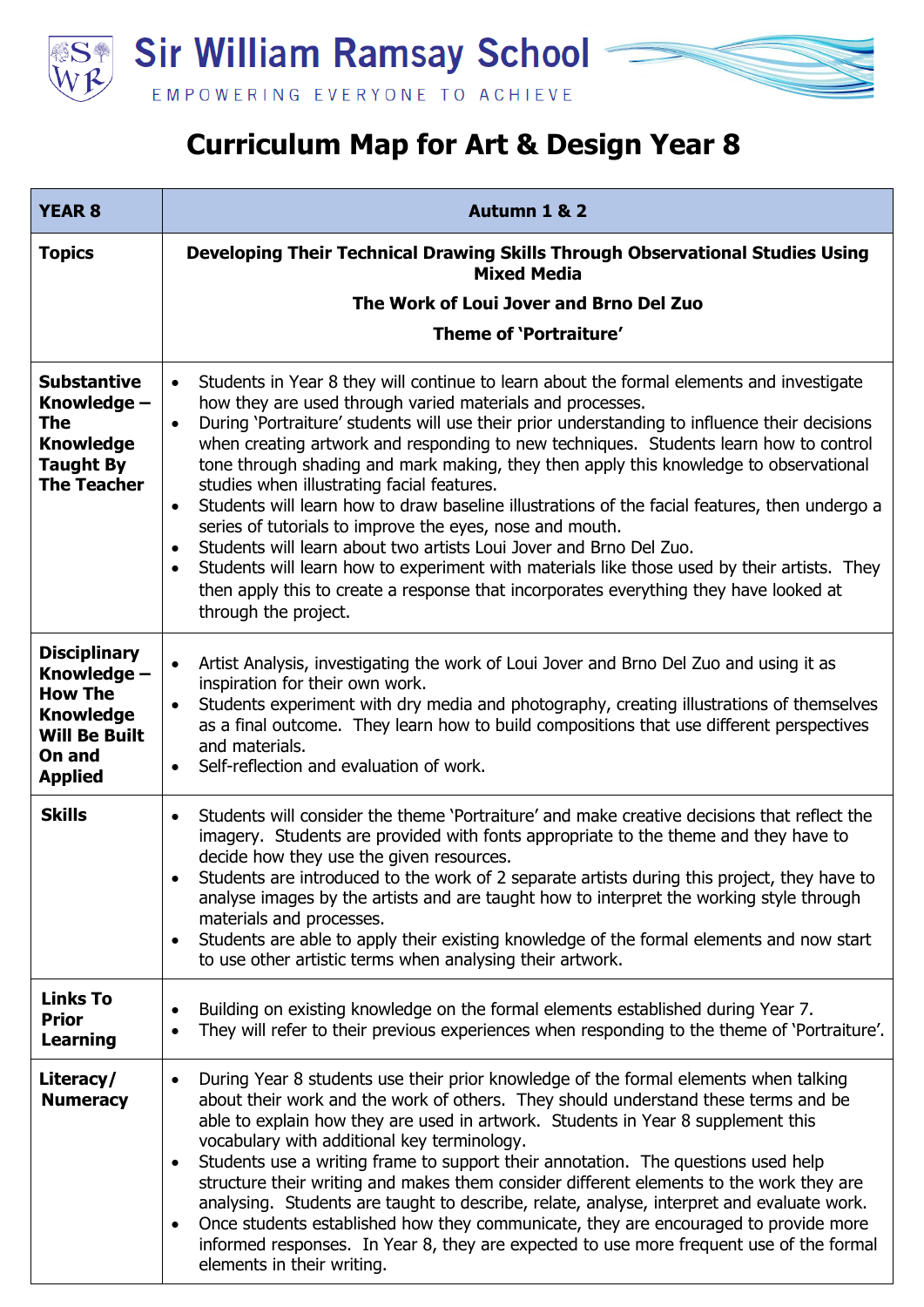# Sir William Ramsay School

EMPOWERING EVERYONE TO ACHIEVE

# Curriculum Map for Art & Design Year 8

| YEAR 8 | Autumn 1 & 2 |
|---|---|
| **Topics** | **Developing Their Technical Drawing Skills Through Observational Studies Using Mixed Media**<br><br>**The Work of Loui Jover and Brno Del Zuo**<br><br>**Theme of 'Portraiture'** |
| **Substantive Knowledge – The Knowledge Taught By The Teacher** | • Students in Year 8 they will continue to learn about the formal elements and investigate how they are used through varied materials and processes.<br>• During 'Portraiture' students will use their prior understanding to influence their decisions when creating artwork and responding to new techniques. Students learn how to control tone through shading and mark making, they then apply this knowledge to observational studies when illustrating facial features.<br>• Students will learn how to draw baseline illustrations of the facial features, then undergo a series of tutorials to improve the eyes, nose and mouth.<br>• Students will learn about two artists Loui Jover and Brno Del Zuo.<br>• Students will learn how to experiment with materials like those used by their artists. They then apply this to create a response that incorporates everything they have looked at through the project. |
| **Disciplinary Knowledge – How The Knowledge Will Be Built On and Applied** | • Artist Analysis, investigating the work of Loui Jover and Brno Del Zuo and using it as inspiration for their own work.<br>• Students experiment with dry media and photography, creating illustrations of themselves as a final outcome. They learn how to build compositions that use different perspectives and materials.<br>• Self-reflection and evaluation of work. |
| **Skills** | • Students will consider the theme 'Portraiture' and make creative decisions that reflect the imagery. Students are provided with fonts appropriate to the theme and they have to decide how they use the given resources.<br>• Students are introduced to the work of 2 separate artists during this project, they have to analyse images by the artists and are taught how to interpret the working style through materials and processes.<br>• Students are able to apply their existing knowledge of the formal elements and now start to use other artistic terms when analysing their artwork. |
| **Links To Prior Learning** | • Building on existing knowledge on the formal elements established during Year 7.<br>• They will refer to their previous experiences when responding to the theme of 'Portraiture'. |
| **Literacy/ Numeracy** | • During Year 8 students use their prior knowledge of the formal elements when talking about their work and the work of others. They should understand these terms and be able to explain how they are used in artwork. Students in Year 8 supplement this vocabulary with additional key terminology.<br>• Students use a writing frame to support their annotation. The questions used help structure their writing and makes them consider different elements to the work they are analysing. Students are taught to describe, relate, analyse, interpret and evaluate work.<br>• Once students established how they communicate, they are encouraged to provide more informed responses. In Year 8, they are expected to use more frequent use of the formal elements in their writing. |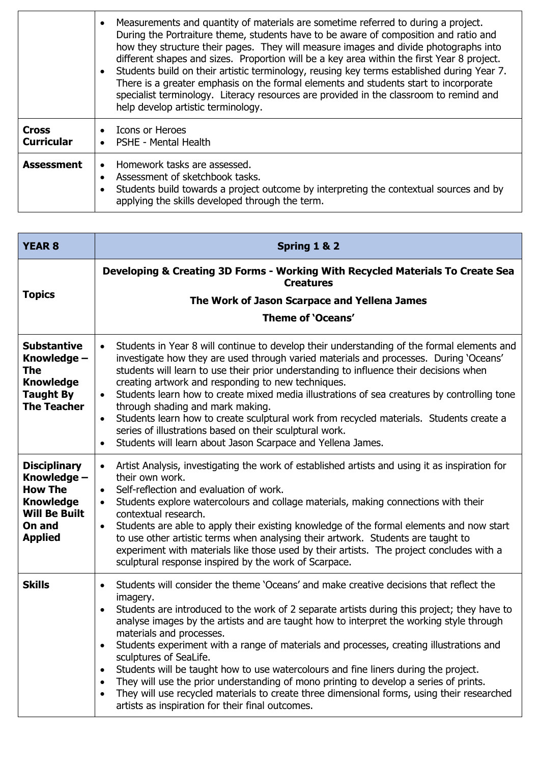| | |
|---|---|
| | • Measurements and quantity of materials are sometime referred to during a project. During the Portraiture theme, students have to be aware of composition and ratio and how they structure their pages. They will measure images and divide photographs into different shapes and sizes. Proportion will be a key area within the first Year 8 project.<br>• Students build on their artistic terminology, reusing key terms established during Year 7. There is a greater emphasis on the formal elements and students start to incorporate specialist terminology. Literacy resources are provided in the classroom to remind and help develop artistic terminology. |
| **Cross Curricular** | • Icons or Heroes<br>• PSHE - Mental Health |
| **Assessment** | • Homework tasks are assessed.<br>• Assessment of sketchbook tasks.<br>• Students build towards a project outcome by interpreting the contextual sources and by applying the skills developed through the term. |

| **YEAR 8** | **Spring 1 & 2** |
|---|---|
| **Topics** | **Developing & Creating 3D Forms - Working With Recycled Materials To Create Sea Creatures**<br>**The Work of Jason Scarpace and Yellena James**<br>**Theme of 'Oceans'** |
| **Substantive Knowledge – The Knowledge Taught By The Teacher** | • Students in Year 8 will continue to develop their understanding of the formal elements and investigate how they are used through varied materials and processes. During 'Oceans' students will learn to use their prior understanding to influence their decisions when creating artwork and responding to new techniques.<br>• Students learn how to create mixed media illustrations of sea creatures by controlling tone through shading and mark making.<br>• Students learn how to create sculptural work from recycled materials. Students create a series of illustrations based on their sculptural work.<br>• Students will learn about Jason Scarpace and Yellena James. |
| **Disciplinary Knowledge – How The Knowledge Will Be Built On and Applied** | • Artist Analysis, investigating the work of established artists and using it as inspiration for their own work.<br>• Self-reflection and evaluation of work.<br>• Students explore watercolours and collage materials, making connections with their contextual research.<br>• Students are able to apply their existing knowledge of the formal elements and now start to use other artistic terms when analysing their artwork. Students are taught to experiment with materials like those used by their artists. The project concludes with a sculptural response inspired by the work of Scarpace. |
| **Skills** | • Students will consider the theme 'Oceans' and make creative decisions that reflect the imagery.<br>• Students are introduced to the work of 2 separate artists during this project; they have to analyse images by the artists and are taught how to interpret the working style through materials and processes.<br>• Students experiment with a range of materials and processes, creating illustrations and sculptures of SeaLife.<br>• Students will be taught how to use watercolours and fine liners during the project.<br>• They will use the prior understanding of mono printing to develop a series of prints.<br>• They will use recycled materials to create three dimensional forms, using their researched artists as inspiration for their final outcomes. |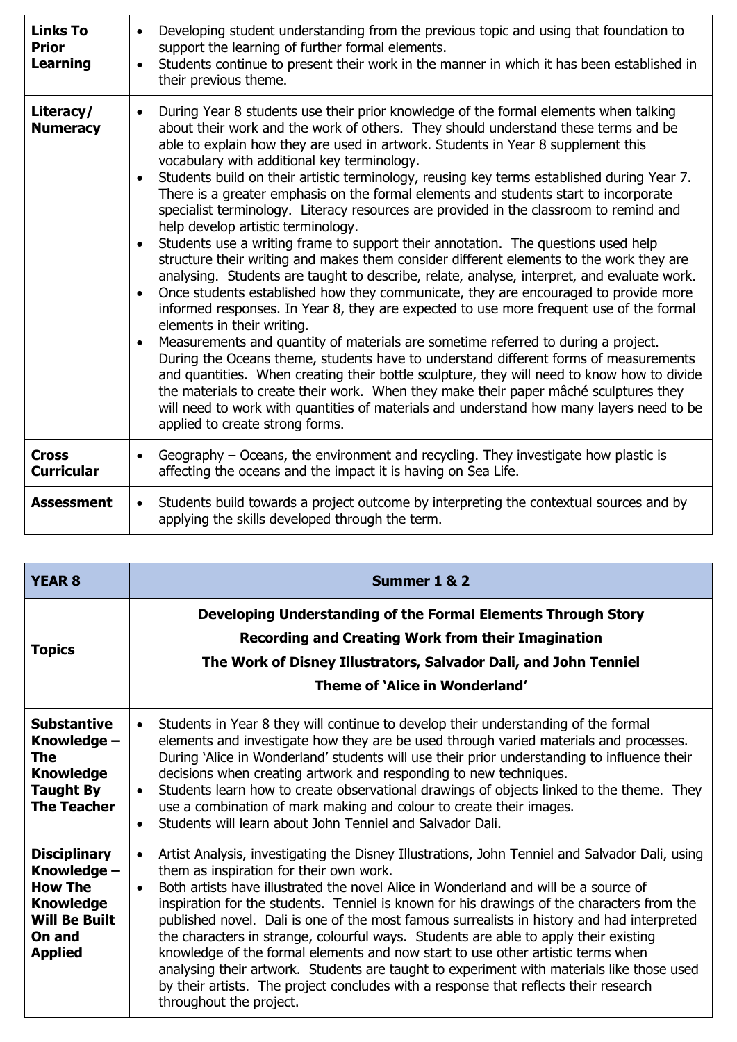| **Links To Prior Learning** | <ul><li>Developing student understanding from the previous topic and using that foundation to support the learning of further formal elements.</li><li>Students continue to present their work in the manner in which it has been established in their previous theme.</li></ul> |
|---|---|
| **Literacy/ Numeracy** | <ul><li>During Year 8 students use their prior knowledge of the formal elements when talking about their work and the work of others. They should understand these terms and be able to explain how they are used in artwork. Students in Year 8 supplement this vocabulary with additional key terminology.</li><li>Students build on their artistic terminology, reusing key terms established during Year 7. There is a greater emphasis on the formal elements and students start to incorporate specialist terminology. Literacy resources are provided in the classroom to remind and help develop artistic terminology.</li><li>Students use a writing frame to support their annotation. The questions used help structure their writing and makes them consider different elements to the work they are analysing. Students are taught to describe, relate, analyse, interpret, and evaluate work.</li><li>Once students established how they communicate, they are encouraged to provide more informed responses. In Year 8, they are expected to use more frequent use of the formal elements in their writing.</li><li>Measurements and quantity of materials are sometime referred to during a project. During the Oceans theme, students have to understand different forms of measurements and quantities. When creating their bottle sculpture, they will need to know how to divide the materials to create their work. When they make their paper mâché sculptures they will need to work with quantities of materials and understand how many layers need to be applied to create strong forms.</li></ul> |
| **Cross Curricular** | <ul><li>Geography – Oceans, the environment and recycling. They investigate how plastic is affecting the oceans and the impact it is having on Sea Life.</li></ul> |
| **Assessment** | <ul><li>Students build towards a project outcome by interpreting the contextual sources and by applying the skills developed through the term.</li></ul> |

| **YEAR 8** | **Summer 1 & 2** |
|---|---|
| **Topics** | **Developing Understanding of the Formal Elements Through Story**<br>**Recording and Creating Work from their Imagination**<br>**The Work of Disney Illustrators, Salvador Dali, and John Tenniel**<br>**Theme of 'Alice in Wonderland'** |
| **Substantive Knowledge – The Knowledge Taught By The Teacher** | <ul><li>Students in Year 8 they will continue to develop their understanding of the formal elements and investigate how they are be used through varied materials and processes. During 'Alice in Wonderland' students will use their prior understanding to influence their decisions when creating artwork and responding to new techniques.</li><li>Students learn how to create observational drawings of objects linked to the theme. They use a combination of mark making and colour to create their images.</li><li>Students will learn about John Tenniel and Salvador Dali.</li></ul> |
| **Disciplinary Knowledge – How The Knowledge Will Be Built On and Applied** | <ul><li>Artist Analysis, investigating the Disney Illustrations, John Tenniel and Salvador Dali, using them as inspiration for their own work.</li><li>Both artists have illustrated the novel Alice in Wonderland and will be a source of inspiration for the students. Tenniel is known for his drawings of the characters from the published novel. Dali is one of the most famous surrealists in history and had interpreted the characters in strange, colourful ways. Students are able to apply their existing knowledge of the formal elements and now start to use other artistic terms when analysing their artwork. Students are taught to experiment with materials like those used by their artists. The project concludes with a response that reflects their research throughout the project.</li></ul> |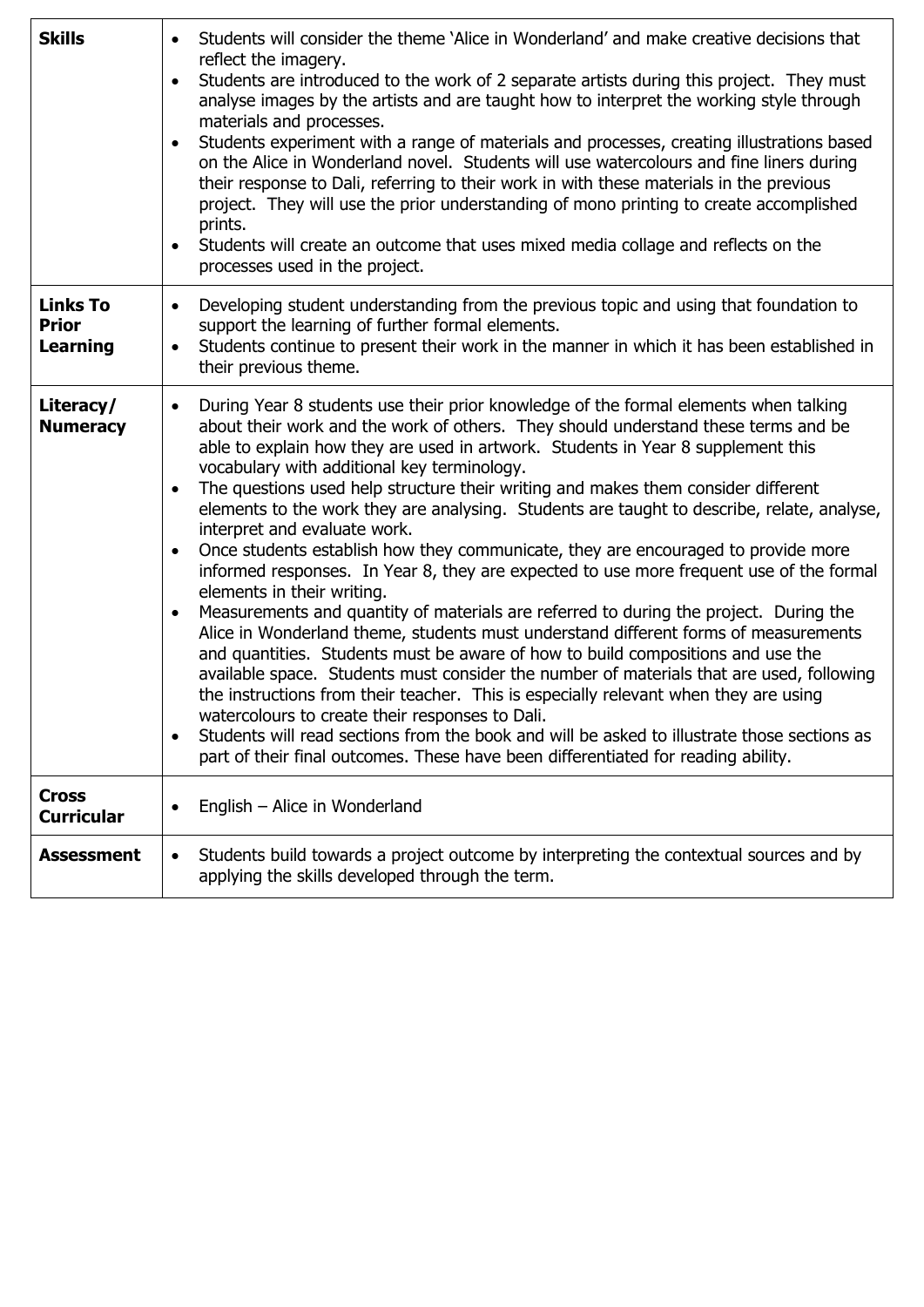| | |
|---|---|
| **Skills** | • Students will consider the theme 'Alice in Wonderland' and make creative decisions that reflect the imagery.<br>• Students are introduced to the work of 2 separate artists during this project. They must analyse images by the artists and are taught how to interpret the working style through materials and processes.<br>• Students experiment with a range of materials and processes, creating illustrations based on the Alice in Wonderland novel. Students will use watercolours and fine liners during their response to Dali, referring to their work in with these materials in the previous project. They will use the prior understanding of mono printing to create accomplished prints.<br>• Students will create an outcome that uses mixed media collage and reflects on the processes used in the project. |
| **Links To Prior Learning** | • Developing student understanding from the previous topic and using that foundation to support the learning of further formal elements.<br>• Students continue to present their work in the manner in which it has been established in their previous theme. |
| **Literacy/ Numeracy** | • During Year 8 students use their prior knowledge of the formal elements when talking about their work and the work of others. They should understand these terms and be able to explain how they are used in artwork. Students in Year 8 supplement this vocabulary with additional key terminology.<br>• The questions used help structure their writing and makes them consider different elements to the work they are analysing. Students are taught to describe, relate, analyse, interpret and evaluate work.<br>• Once students establish how they communicate, they are encouraged to provide more informed responses. In Year 8, they are expected to use more frequent use of the formal elements in their writing.<br>• Measurements and quantity of materials are referred to during the project. During the Alice in Wonderland theme, students must understand different forms of measurements and quantities. Students must be aware of how to build compositions and use the available space. Students must consider the number of materials that are used, following the instructions from their teacher. This is especially relevant when they are using watercolours to create their responses to Dali.<br>• Students will read sections from the book and will be asked to illustrate those sections as part of their final outcomes. These have been differentiated for reading ability. |
| **Cross Curricular** | • English – Alice in Wonderland |
| **Assessment** | • Students build towards a project outcome by interpreting the contextual sources and by applying the skills developed through the term. |